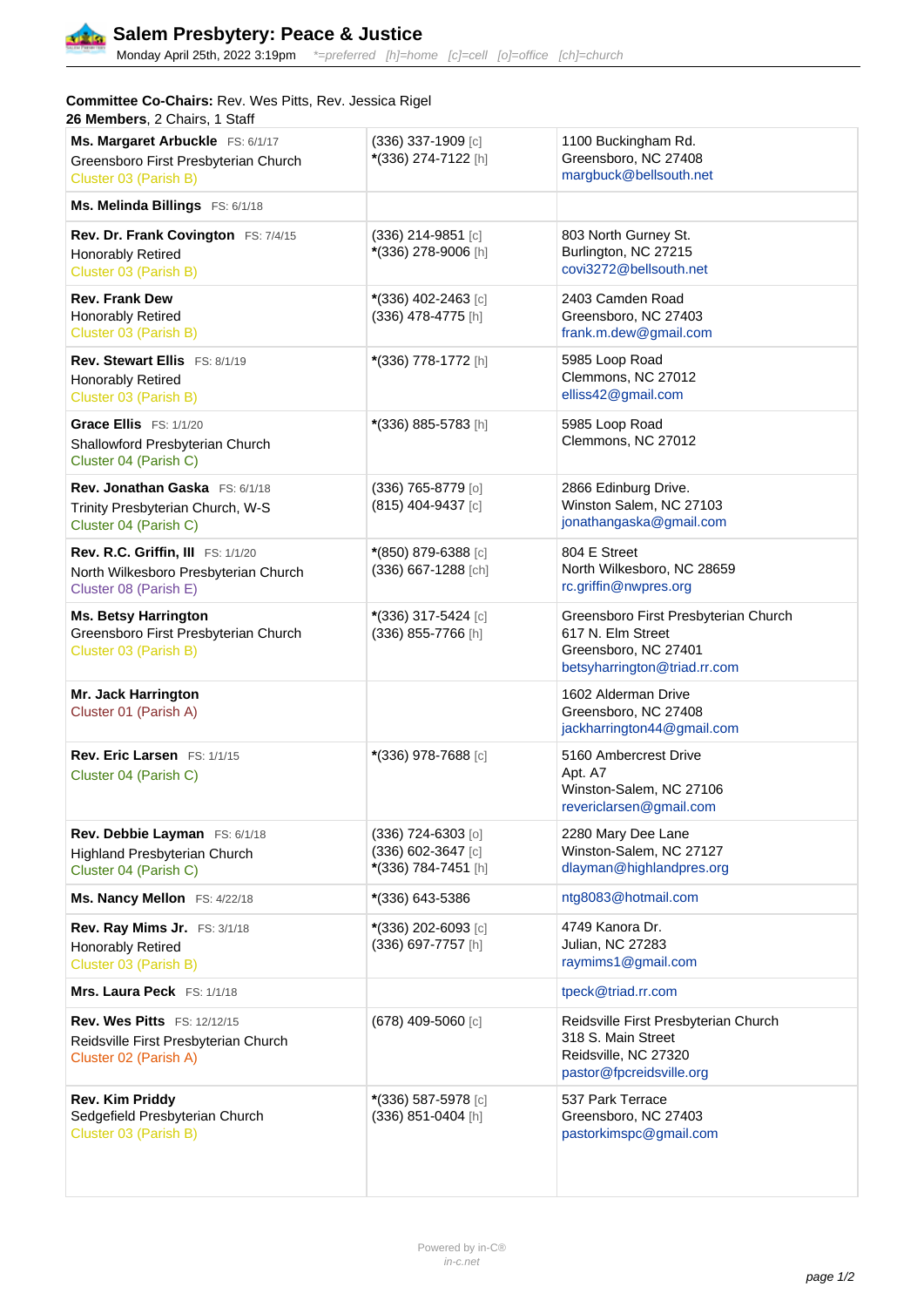# Salem Presbytery: Peace & Justice

Monday April 25th, 2022 3:19pm *=preferred [h]=home [c]=cell [o]=office [ch]=church

**Committee Co-Chairs:** Rev. Wes Pitts, Rev. Jessica Rigel
**26 Members**, 2 Chairs, 1 Staff

| Name | Phone | Address |
|---|---|---|
| **Ms. Margaret Arbuckle** FS: 6/1/17<br>Greensboro First Presbyterian Church<br>Cluster 03 (Parish B) | (336) 337-1909 [c]<br>*(336) 274-7122 [h] | 1100 Buckingham Rd.<br>Greensboro, NC 27408<br>margbuck@bellsouth.net |
| **Ms. Melinda Billings** FS: 6/1/18 | | |
| **Rev. Dr. Frank Covington** FS: 7/4/15<br>Honorably Retired<br>Cluster 03 (Parish B) | (336) 214-9851 [c]<br>*(336) 278-9006 [h] | 803 North Gurney St.<br>Burlington, NC 27215<br>covi3272@bellsouth.net |
| **Rev. Frank Dew**<br>Honorably Retired<br>Cluster 03 (Parish B) | *(336) 402-2463 [c]<br>(336) 478-4775 [h] | 2403 Camden Road<br>Greensboro, NC 27403<br>frank.m.dew@gmail.com |
| **Rev. Stewart Ellis** FS: 8/1/19<br>Honorably Retired<br>Cluster 03 (Parish B) | *(336) 778-1772 [h] | 5985 Loop Road<br>Clemmons, NC 27012<br>elliss42@gmail.com |
| **Grace Ellis** FS: 1/1/20<br>Shallowford Presbyterian Church<br>Cluster 04 (Parish C) | *(336) 885-5783 [h] | 5985 Loop Road<br>Clemmons, NC 27012 |
| **Rev. Jonathan Gaska** FS: 6/1/18<br>Trinity Presbyterian Church, W-S<br>Cluster 04 (Parish C) | (336) 765-8779 [o]<br>(815) 404-9437 [c] | 2866 Edinburg Drive.<br>Winston Salem, NC 27103<br>jonathangaska@gmail.com |
| **Rev. R.C. Griffin, III** FS: 1/1/20<br>North Wilkesboro Presbyterian Church<br>Cluster 08 (Parish E) | *(850) 879-6388 [c]<br>(336) 667-1288 [ch] | 804 E Street<br>North Wilkesboro, NC 28659<br>rc.griffin@nwpres.org |
| **Ms. Betsy Harrington**<br>Greensboro First Presbyterian Church<br>Cluster 03 (Parish B) | *(336) 317-5424 [c]<br>(336) 855-7766 [h] | Greensboro First Presbyterian Church<br>617 N. Elm Street<br>Greensboro, NC 27401<br>betsyharrington@triad.rr.com |
| **Mr. Jack Harrington**<br>Cluster 01 (Parish A) | | 1602 Alderman Drive<br>Greensboro, NC 27408<br>jackharrington44@gmail.com |
| **Rev. Eric Larsen** FS: 1/1/15<br>Cluster 04 (Parish C) | *(336) 978-7688 [c] | 5160 Ambercrest Drive<br>Apt. A7<br>Winston-Salem, NC 27106<br>revericlarsen@gmail.com |
| **Rev. Debbie Layman** FS: 6/1/18<br>Highland Presbyterian Church<br>Cluster 04 (Parish C) | (336) 724-6303 [o]<br>(336) 602-3647 [c]<br>*(336) 784-7451 [h] | 2280 Mary Dee Lane<br>Winston-Salem, NC 27127<br>dlayman@highlandpres.org |
| **Ms. Nancy Mellon** FS: 4/22/18 | *(336) 643-5386 | ntg8083@hotmail.com |
| **Rev. Ray Mims Jr.** FS: 3/1/18<br>Honorably Retired<br>Cluster 03 (Parish B) | *(336) 202-6093 [c]<br>(336) 697-7757 [h] | 4749 Kanora Dr.<br>Julian, NC 27283<br>raymims1@gmail.com |
| **Mrs. Laura Peck** FS: 1/1/18 | | tpeck@triad.rr.com |
| **Rev. Wes Pitts** FS: 12/12/15<br>Reidsville First Presbyterian Church<br>Cluster 02 (Parish A) | (678) 409-5060 [c] | Reidsville First Presbyterian Church<br>318 S. Main Street<br>Reidsville, NC 27320<br>pastor@fpcreidsville.org |
| **Rev. Kim Priddy**<br>Sedgefield Presbyterian Church<br>Cluster 03 (Parish B) | *(336) 587-5978 [c]<br>(336) 851-0404 [h] | 537 Park Terrace<br>Greensboro, NC 27403<br>pastorkimspc@gmail.com |

Powered by in-C®
in-c.net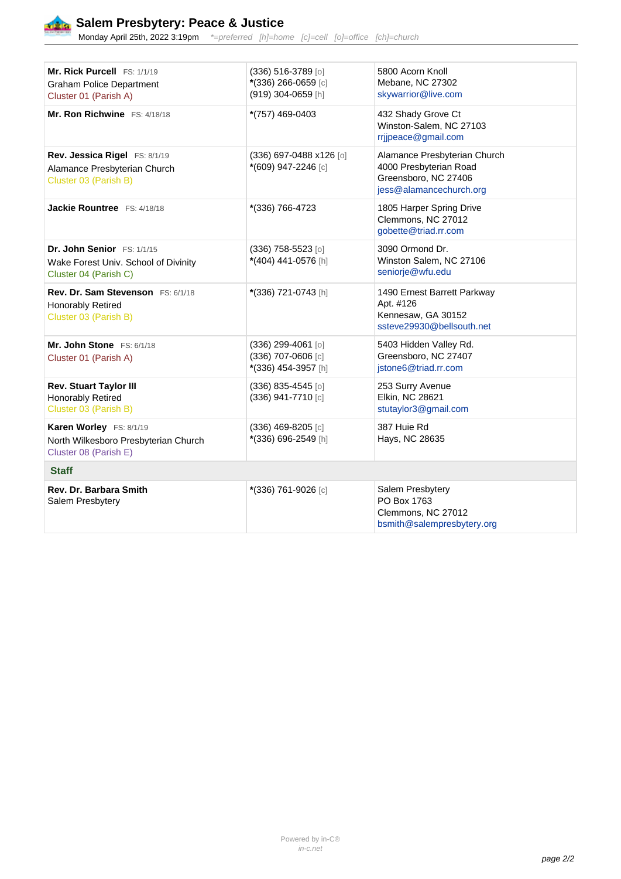## Salem Presbytery: Peace & Justice

Monday April 25th, 2022 3:19pm    *=preferred [h]=home [c]=cell [o]=office [ch]=church

| | | |
|---|---|---|
| **Mr. Rick Purcell** FS: 1/1/19<br>Graham Police Department<br>Cluster 01 (Parish A) | (336) 516-3789 [o]<br>*(336) 266-0659 [c]<br>(919) 304-0659 [h] | 5800 Acorn Knoll<br>Mebane, NC 27302<br>skywarrior@live.com |
| **Mr. Ron Richwine** FS: 4/18/18 | *(757) 469-0403 | 432 Shady Grove Ct<br>Winston-Salem, NC 27103<br>rrjjpeace@gmail.com |
| **Rev. Jessica Rigel** FS: 8/1/19<br>Alamance Presbyterian Church<br>Cluster 03 (Parish B) | (336) 697-0488 x126 [o]<br>*(609) 947-2246 [c] | Alamance Presbyterian Church<br>4000 Presbyterian Road<br>Greensboro, NC 27406<br>jess@alamancechurch.org |
| **Jackie Rountree** FS: 4/18/18 | *(336) 766-4723 | 1805 Harper Spring Drive<br>Clemmons, NC 27012<br>gobette@triad.rr.com |
| **Dr. John Senior** FS: 1/1/15<br>Wake Forest Univ. School of Divinity<br>Cluster 04 (Parish C) | (336) 758-5523 [o]<br>*(404) 441-0576 [h] | 3090 Ormond Dr.<br>Winston Salem, NC 27106<br>seniorje@wfu.edu |
| **Rev. Dr. Sam Stevenson** FS: 6/1/18<br>Honorably Retired<br>Cluster 03 (Parish B) | *(336) 721-0743 [h] | 1490 Ernest Barrett Parkway<br>Apt. #126<br>Kennesaw, GA 30152<br>ssteve29930@bellsouth.net |
| **Mr. John Stone** FS: 6/1/18<br>Cluster 01 (Parish A) | (336) 299-4061 [o]<br>(336) 707-0606 [c]<br>*(336) 454-3957 [h] | 5403 Hidden Valley Rd.<br>Greensboro, NC 27407<br>jstone6@triad.rr.com |
| **Rev. Stuart Taylor III**<br>Honorably Retired<br>Cluster 03 (Parish B) | (336) 835-4545 [o]<br>(336) 941-7710 [c] | 253 Surry Avenue<br>Elkin, NC 28621<br>stutaylor3@gmail.com |
| **Karen Worley** FS: 8/1/19<br>North Wilkesboro Presbyterian Church<br>Cluster 08 (Parish E) | (336) 469-8205 [c]<br>*(336) 696-2549 [h] | 387 Huie Rd<br>Hays, NC 28635 |
| **Staff** | | |
| **Rev. Dr. Barbara Smith**<br>Salem Presbytery | *(336) 761-9026 [c] | Salem Presbytery<br>PO Box 1763<br>Clemmons, NC 27012<br>bsmith@salempresbytery.org |

Powered by in-C®
in-c.net